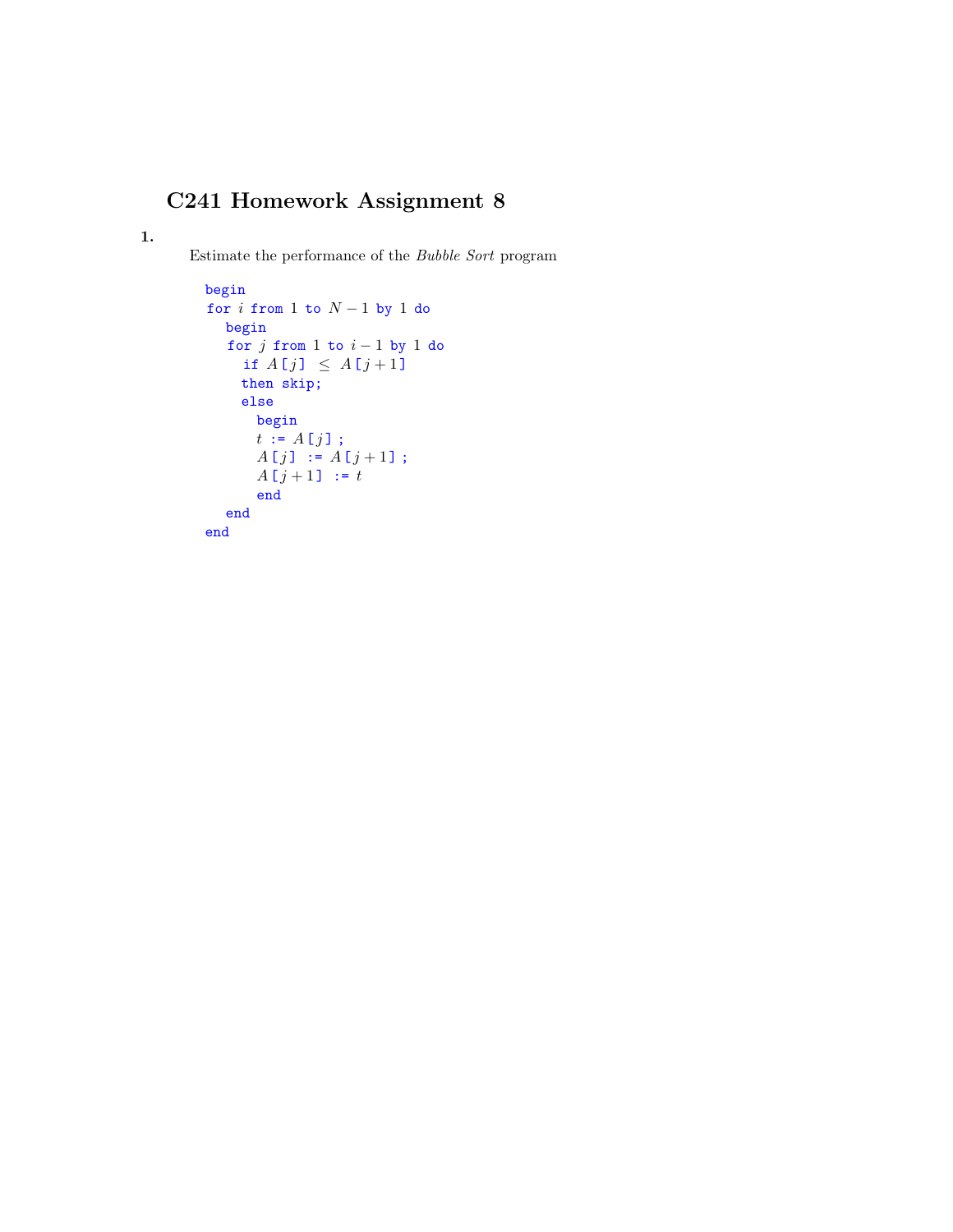# C241 Homework Assignment 8

**1.**

Estimate the performance of the *Bubble Sort* program

```
begin
for i from 1 to N − 1 by 1 do
  begin
  for j from 1 to i − 1 by 1 do
    if A[j] ≤ A[j + 1]
    then skip;
    else
      begin
      t := A[j];
      A[j] := A[j + 1];
      A[j + 1] := t
      end
  end
end
```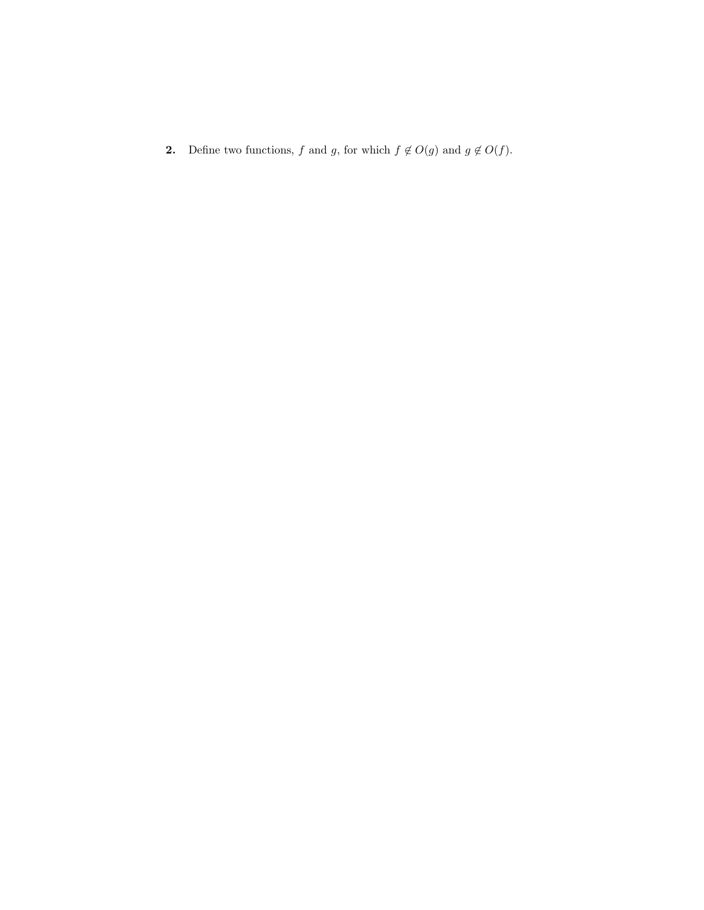**2.** Define two functions, $f$ and $g$, for which $f \notin O(g)$ and $g \notin O(f)$.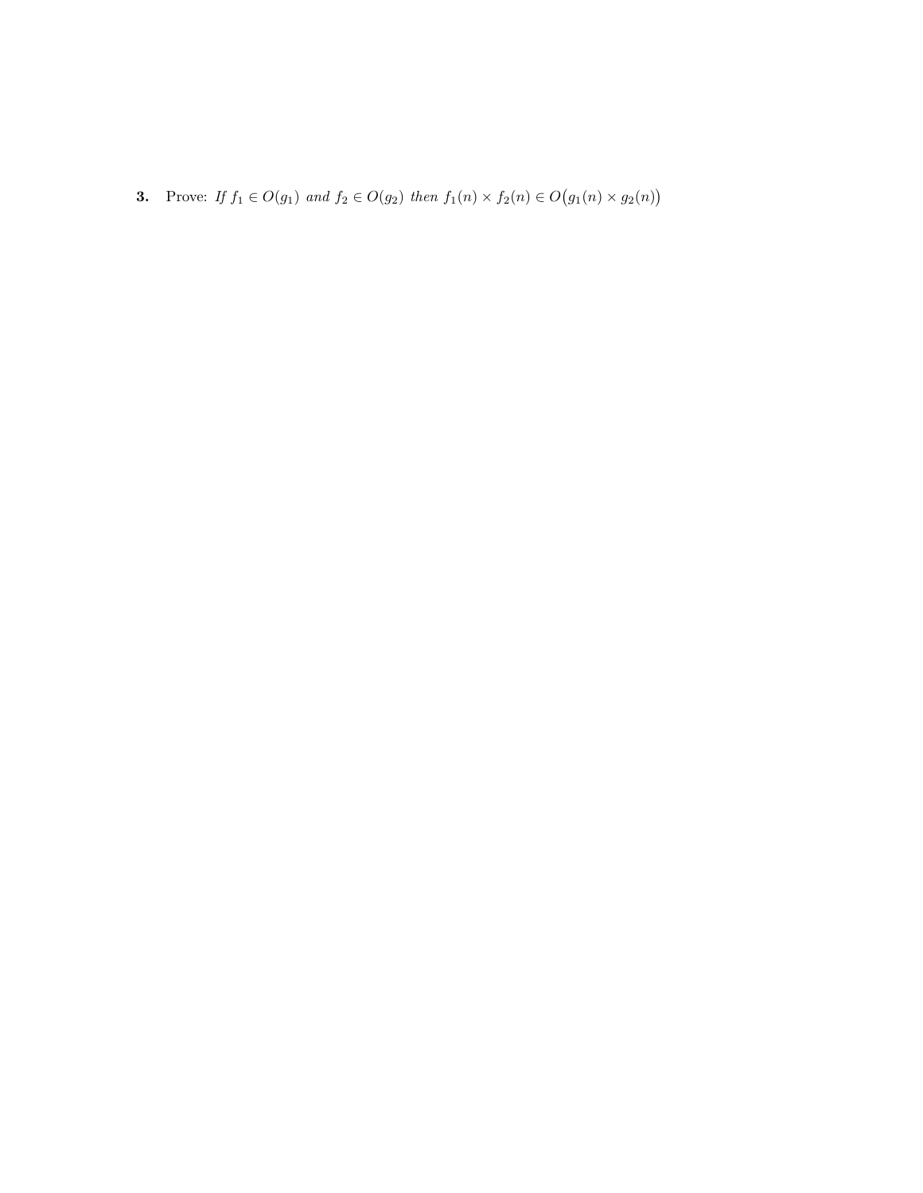**3.** Prove: *If* $f_1 \in O(g_1)$ *and* $f_2 \in O(g_2)$ *then* $f_1(n) \times f_2(n) \in O\big(g_1(n) \times g_2(n)\big)$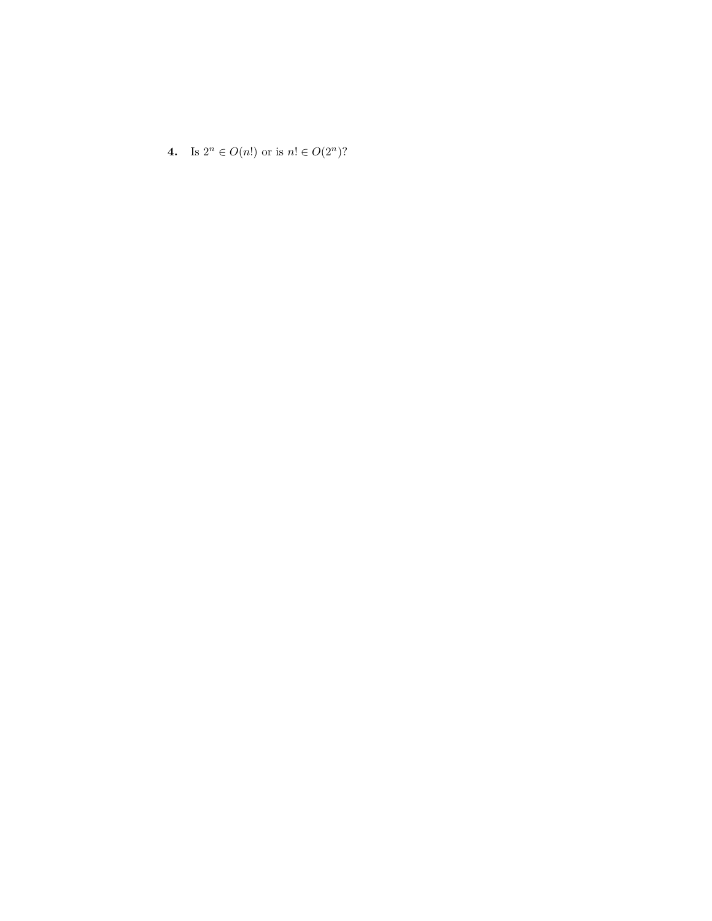**4.** Is $2^n \in O(n!)$ or is $n! \in O(2^n)$?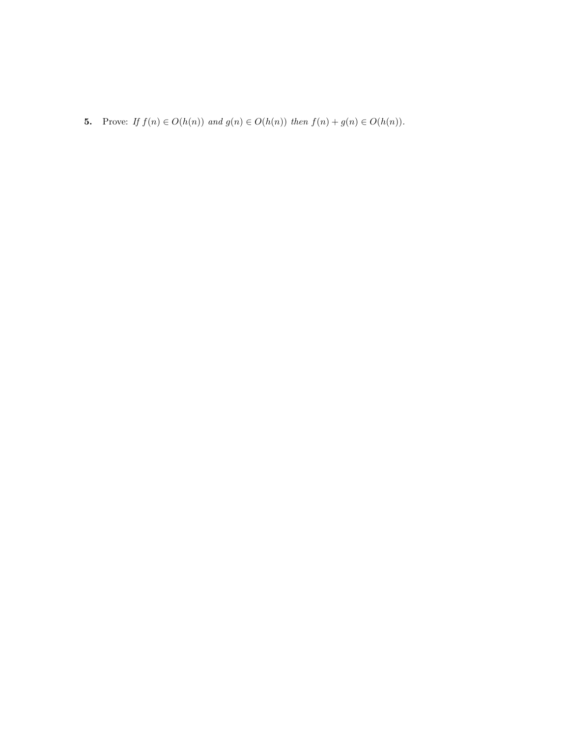**5.** Prove: *If $f(n) \in O(h(n))$ and $g(n) \in O(h(n))$ then $f(n) + g(n) \in O(h(n))$.*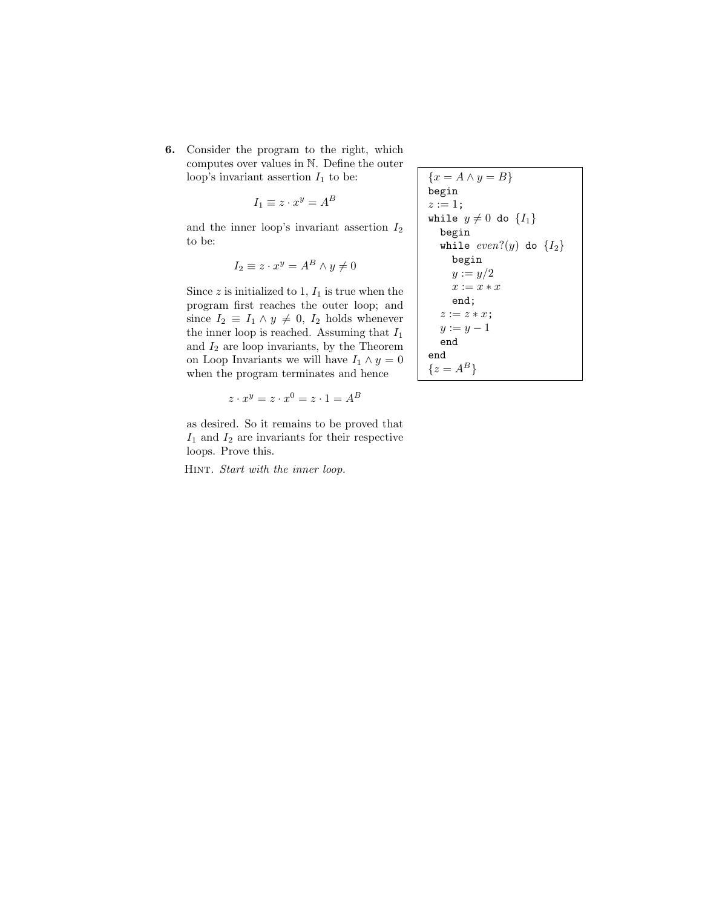**6.** Consider the program to the right, which computes over values in $\mathbb{N}$. Define the outer loop's invariant assertion $I_1$ to be:

$$I_1 \equiv z \cdot x^y = A^B$$

and the inner loop's invariant assertion $I_2$ to be:

$$I_2 \equiv z \cdot x^y = A^B \wedge y \neq 0$$

Since $z$ is initialized to 1, $I_1$ is true when the program first reaches the outer loop; and since $I_2 \equiv I_1 \wedge y \neq 0$, $I_2$ holds whenever the inner loop is reached. Assuming that $I_1$ and $I_2$ are loop invariants, by the Theorem on Loop Invariants we will have $I_1 \wedge y = 0$ when the program terminates and hence

$$z \cdot x^y = z \cdot x^0 = z \cdot 1 = A^B$$

as desired. So it remains to be proved that $I_1$ and $I_2$ are invariants for their respective loops. Prove this.

```
{x = A ∧ y = B}
begin
z := 1;
while y ≠ 0 do {I₁}
  begin
  while even?(y) do {I₂}
    begin
    y := y/2
    x := x * x
    end;
  z := z * x;
  y := y − 1
  end
end
{z = A^B}
```

Hint. *Start with the inner loop.*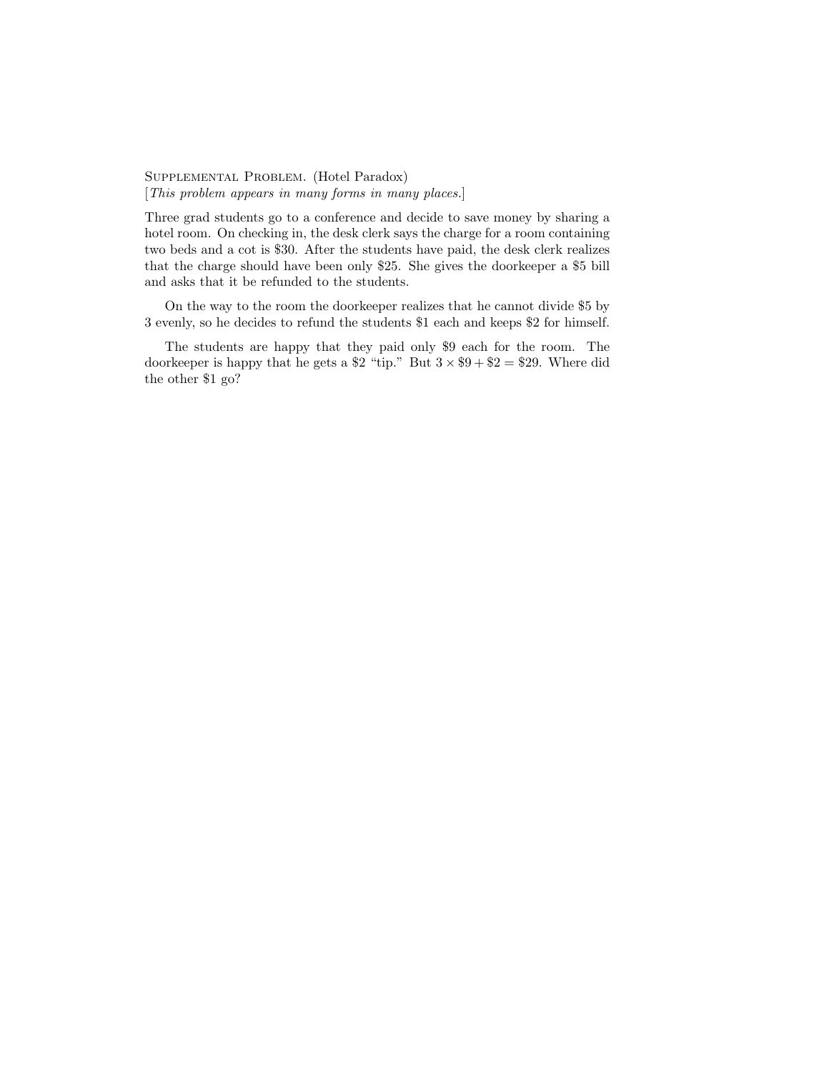Supplemental Problem. (Hotel Paradox)
[*This problem appears in many forms in many places.*]

Three grad students go to a conference and decide to save money by sharing a hotel room. On checking in, the desk clerk says the charge for a room containing two beds and a cot is \$30. After the students have paid, the desk clerk realizes that the charge should have been only \$25. She gives the doorkeeper a \$5 bill and asks that it be refunded to the students.

On the way to the room the doorkeeper realizes that he cannot divide \$5 by 3 evenly, so he decides to refund the students \$1 each and keeps \$2 for himself.

The students are happy that they paid only \$9 each for the room. The doorkeeper is happy that he gets a \$2 "tip." But $3 \times \$9 + \$2 = \$29$. Where did the other \$1 go?